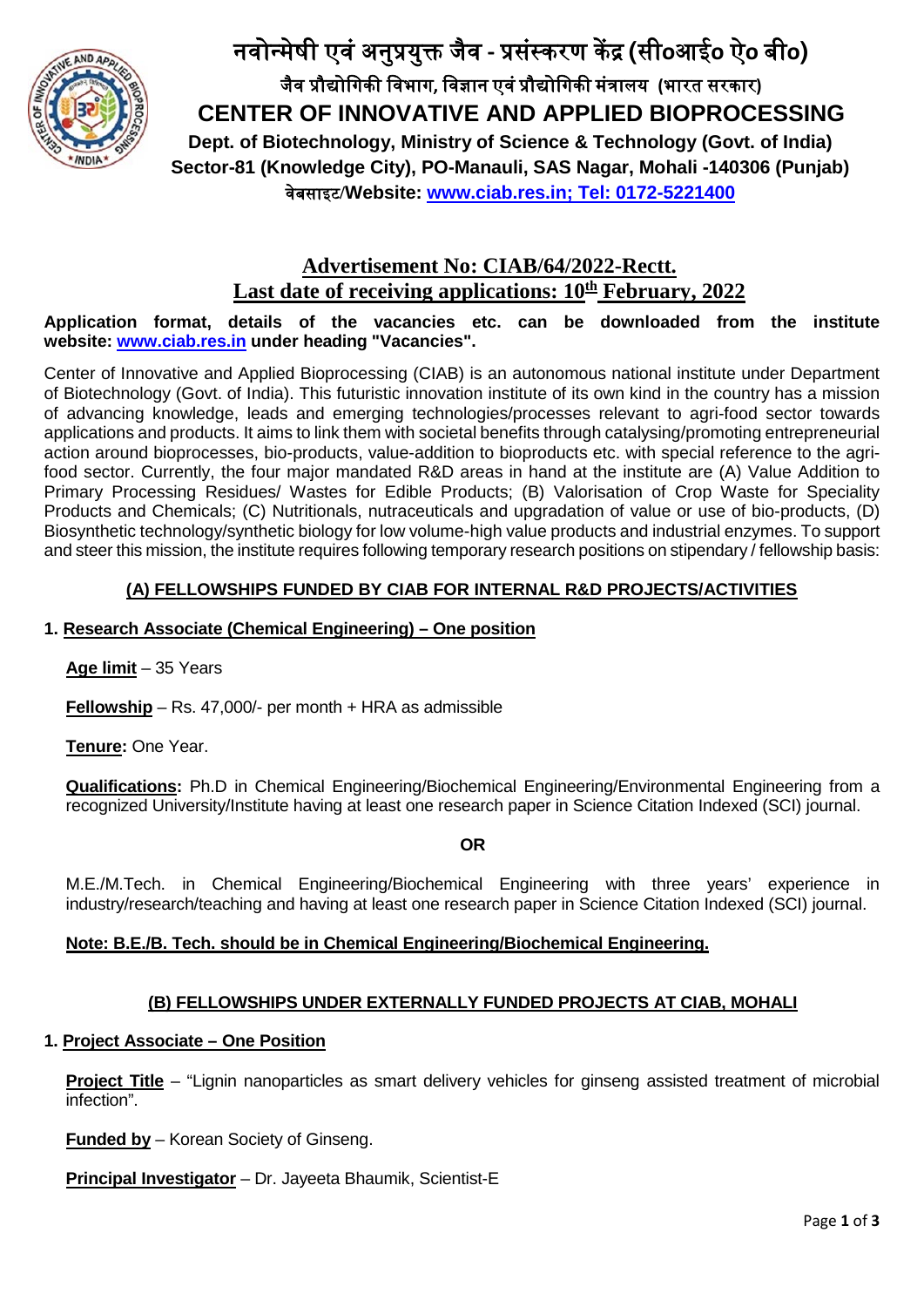# नवोन्मेषी एवं अनुप्रयुक्त जैव - प्रसंस्करण केंद्र (सी०आई० ऐ० बी०)

**जैव प्रौद्योगिकी विभाग, विज्ञान एवं प्रौद्योगिकी मंत्रालय (भारत सरकार)**

# CENTER OF INNOVATIVE AND APPLIED BIOPROCESSING

**Dept. of Biotechnology, Ministry of Science & Technology (Govt. of India)**
**Sector-81 (Knowledge City), PO-Manauli, SAS Nagar, Mohali -140306 (Punjab)**
**वेबसाइट/Website: www.ciab.res.in; Tel: 0172-5221400**

## Advertisement No: CIAB/64/2022-Rectt.
## Last date of receiving applications: 10th February, 2022

**Application format, details of the vacancies etc. can be downloaded from the institute website: www.ciab.res.in under heading "Vacancies".**

Center of Innovative and Applied Bioprocessing (CIAB) is an autonomous national institute under Department of Biotechnology (Govt. of India). This futuristic innovation institute of its own kind in the country has a mission of advancing knowledge, leads and emerging technologies/processes relevant to agri-food sector towards applications and products. It aims to link them with societal benefits through catalysing/promoting entrepreneurial action around bioprocesses, bio-products, value-addition to bioproducts etc. with special reference to the agri-food sector. Currently, the four major mandated R&D areas in hand at the institute are (A) Value Addition to Primary Processing Residues/ Wastes for Edible Products; (B) Valorisation of Crop Waste for Speciality Products and Chemicals; (C) Nutritionals, nutraceuticals and upgradation of value or use of bio-products, (D) Biosynthetic technology/synthetic biology for low volume-high value products and industrial enzymes. To support and steer this mission, the institute requires following temporary research positions on stipendary / fellowship basis:

### (A) FELLOWSHIPS FUNDED BY CIAB FOR INTERNAL R&D PROJECTS/ACTIVITIES

**1. Research Associate (Chemical Engineering) – One position**

**Age limit** – 35 Years

**Fellowship** – Rs. 47,000/- per month + HRA as admissible

**Tenure:** One Year.

**Qualifications:** Ph.D in Chemical Engineering/Biochemical Engineering/Environmental Engineering from a recognized University/Institute having at least one research paper in Science Citation Indexed (SCI) journal.

**OR**

M.E./M.Tech. in Chemical Engineering/Biochemical Engineering with three years' experience in industry/research/teaching and having at least one research paper in Science Citation Indexed (SCI) journal.

**Note: B.E./B. Tech. should be in Chemical Engineering/Biochemical Engineering.**

### (B) FELLOWSHIPS UNDER EXTERNALLY FUNDED PROJECTS AT CIAB, MOHALI

**1. Project Associate – One Position**

**Project Title** – "Lignin nanoparticles as smart delivery vehicles for ginseng assisted treatment of microbial infection".

**Funded by** – Korean Society of Ginseng.

**Principal Investigator** – Dr. Jayeeta Bhaumik, Scientist-E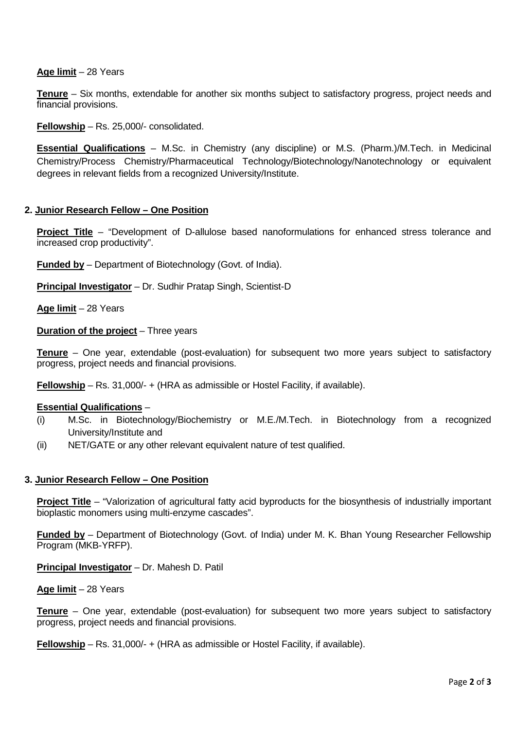**Age limit** – 28 Years

**Tenure** – Six months, extendable for another six months subject to satisfactory progress, project needs and financial provisions.

**Fellowship** – Rs. 25,000/- consolidated.

**Essential Qualifications** – M.Sc. in Chemistry (any discipline) or M.S. (Pharm.)/M.Tech. in Medicinal Chemistry/Process Chemistry/Pharmaceutical Technology/Biotechnology/Nanotechnology or equivalent degrees in relevant fields from a recognized University/Institute.

**2. Junior Research Fellow – One Position**

**Project Title** – "Development of D-allulose based nanoformulations for enhanced stress tolerance and increased crop productivity".

**Funded by** – Department of Biotechnology (Govt. of India).

**Principal Investigator** – Dr. Sudhir Pratap Singh, Scientist-D

**Age limit** – 28 Years

**Duration of the project** – Three years

**Tenure** – One year, extendable (post-evaluation) for subsequent two more years subject to satisfactory progress, project needs and financial provisions.

**Fellowship** – Rs. 31,000/- + (HRA as admissible or Hostel Facility, if available).

**Essential Qualifications** –

(i) M.Sc. in Biotechnology/Biochemistry or M.E./M.Tech. in Biotechnology from a recognized University/Institute and

(ii) NET/GATE or any other relevant equivalent nature of test qualified.

**3. Junior Research Fellow – One Position**

**Project Title** – "Valorization of agricultural fatty acid byproducts for the biosynthesis of industrially important bioplastic monomers using multi-enzyme cascades".

**Funded by** – Department of Biotechnology (Govt. of India) under M. K. Bhan Young Researcher Fellowship Program (MKB-YRFP).

**Principal Investigator** – Dr. Mahesh D. Patil

**Age limit** – 28 Years

**Tenure** – One year, extendable (post-evaluation) for subsequent two more years subject to satisfactory progress, project needs and financial provisions.

**Fellowship** – Rs. 31,000/- + (HRA as admissible or Hostel Facility, if available).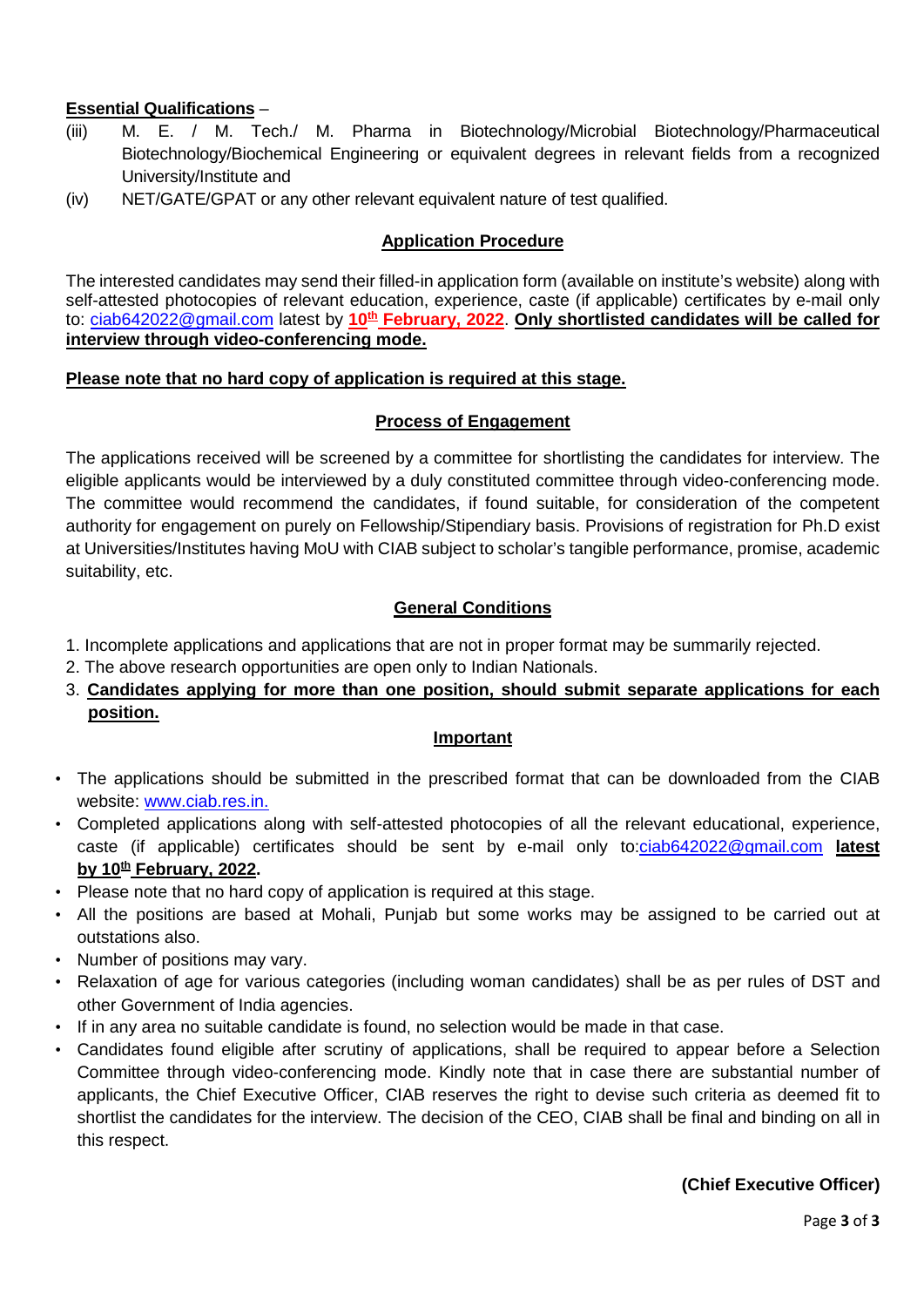**Essential Qualifications** –

(iii) M. E. / M. Tech./ M. Pharma in Biotechnology/Microbial Biotechnology/Pharmaceutical Biotechnology/Biochemical Engineering or equivalent degrees in relevant fields from a recognized University/Institute and

(iv) NET/GATE/GPAT or any other relevant equivalent nature of test qualified.

## Application Procedure

The interested candidates may send their filled-in application form (available on institute's website) along with self-attested photocopies of relevant education, experience, caste (if applicable) certificates by e-mail only to: ciab642022@gmail.com latest by **10th February, 2022**. **Only shortlisted candidates will be called for interview through video-conferencing mode.**

**Please note that no hard copy of application is required at this stage.**

## Process of Engagement

The applications received will be screened by a committee for shortlisting the candidates for interview. The eligible applicants would be interviewed by a duly constituted committee through video-conferencing mode. The committee would recommend the candidates, if found suitable, for consideration of the competent authority for engagement on purely on Fellowship/Stipendiary basis. Provisions of registration for Ph.D exist at Universities/Institutes having MoU with CIAB subject to scholar's tangible performance, promise, academic suitability, etc.

## General Conditions

1. Incomplete applications and applications that are not in proper format may be summarily rejected.
2. The above research opportunities are open only to Indian Nationals.
3. **Candidates applying for more than one position, should submit separate applications for each position.**

## Important

- The applications should be submitted in the prescribed format that can be downloaded from the CIAB website: www.ciab.res.in.
- Completed applications along with self-attested photocopies of all the relevant educational, experience, caste (if applicable) certificates should be sent by e-mail only to:ciab642022@gmail.com **latest by 10th February, 2022.**
- Please note that no hard copy of application is required at this stage.
- All the positions are based at Mohali, Punjab but some works may be assigned to be carried out at outstations also.
- Number of positions may vary.
- Relaxation of age for various categories (including woman candidates) shall be as per rules of DST and other Government of India agencies.
- If in any area no suitable candidate is found, no selection would be made in that case.
- Candidates found eligible after scrutiny of applications, shall be required to appear before a Selection Committee through video-conferencing mode. Kindly note that in case there are substantial number of applicants, the Chief Executive Officer, CIAB reserves the right to devise such criteria as deemed fit to shortlist the candidates for the interview. The decision of the CEO, CIAB shall be final and binding on all in this respect.

**(Chief Executive Officer)**